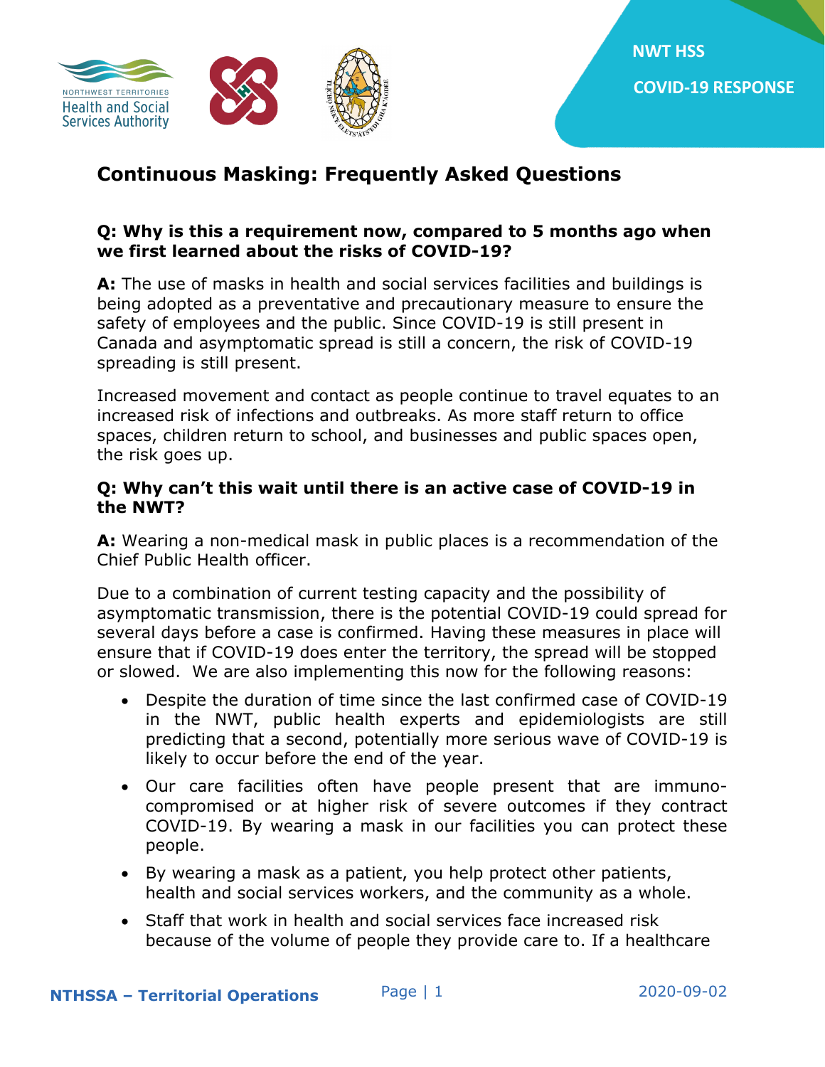NWT HSS

COVID-19 RESPONSE

# Continuous Masking: Frequently Asked Questions

**Q: Why is this a requirement now, compared to 5 months ago when we first learned about the risks of COVID-19?**

**A:** The use of masks in health and social services facilities and buildings is being adopted as a preventative and precautionary measure to ensure the safety of employees and the public. Since COVID-19 is still present in Canada and asymptomatic spread is still a concern, the risk of COVID-19 spreading is still present.

Increased movement and contact as people continue to travel equates to an increased risk of infections and outbreaks. As more staff return to office spaces, children return to school, and businesses and public spaces open, the risk goes up.

**Q: Why can't this wait until there is an active case of COVID-19 in the NWT?**

**A:** Wearing a non-medical mask in public places is a recommendation of the Chief Public Health officer.

Due to a combination of current testing capacity and the possibility of asymptomatic transmission, there is the potential COVID-19 could spread for several days before a case is confirmed. Having these measures in place will ensure that if COVID-19 does enter the territory, the spread will be stopped or slowed. We are also implementing this now for the following reasons:

- Despite the duration of time since the last confirmed case of COVID-19 in the NWT, public health experts and epidemiologists are still predicting that a second, potentially more serious wave of COVID-19 is likely to occur before the end of the year.
- Our care facilities often have people present that are immuno-compromised or at higher risk of severe outcomes if they contract COVID-19. By wearing a mask in our facilities you can protect these people.
- By wearing a mask as a patient, you help protect other patients, health and social services workers, and the community as a whole.
- Staff that work in health and social services face increased risk because of the volume of people they provide care to. If a healthcare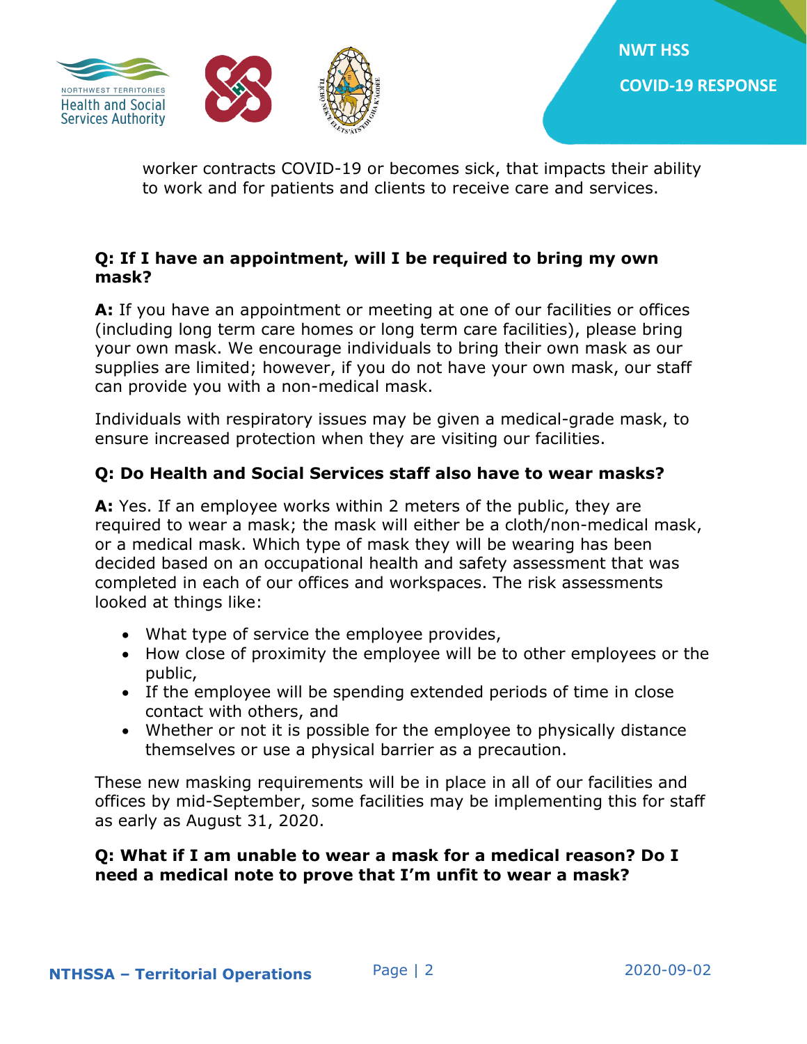worker contracts COVID-19 or becomes sick, that impacts their ability to work and for patients and clients to receive care and services.

**Q: If I have an appointment, will I be required to bring my own mask?**

**A:** If you have an appointment or meeting at one of our facilities or offices (including long term care homes or long term care facilities), please bring your own mask. We encourage individuals to bring their own mask as our supplies are limited; however, if you do not have your own mask, our staff can provide you with a non-medical mask.

Individuals with respiratory issues may be given a medical-grade mask, to ensure increased protection when they are visiting our facilities.

**Q: Do Health and Social Services staff also have to wear masks?**

**A:** Yes. If an employee works within 2 meters of the public, they are required to wear a mask; the mask will either be a cloth/non-medical mask, or a medical mask. Which type of mask they will be wearing has been decided based on an occupational health and safety assessment that was completed in each of our offices and workspaces. The risk assessments looked at things like:

- What type of service the employee provides,
- How close of proximity the employee will be to other employees or the public,
- If the employee will be spending extended periods of time in close contact with others, and
- Whether or not it is possible for the employee to physically distance themselves or use a physical barrier as a precaution.

These new masking requirements will be in place in all of our facilities and offices by mid-September, some facilities may be implementing this for staff as early as August 31, 2020.

**Q: What if I am unable to wear a mask for a medical reason? Do I need a medical note to prove that I'm unfit to wear a mask?**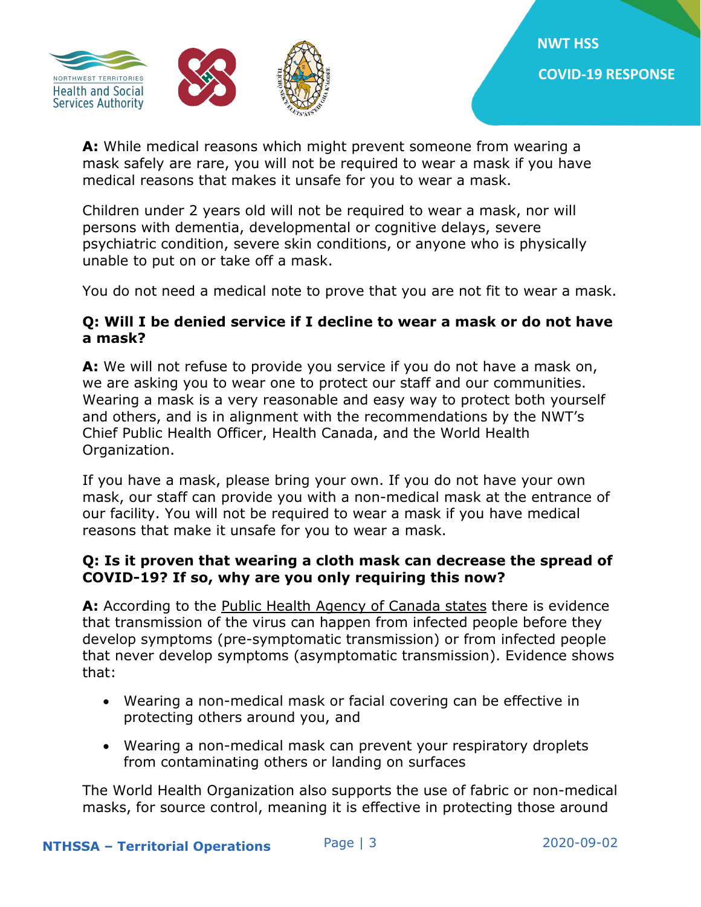**A:** While medical reasons which might prevent someone from wearing a mask safely are rare, you will not be required to wear a mask if you have medical reasons that makes it unsafe for you to wear a mask.

Children under 2 years old will not be required to wear a mask, nor will persons with dementia, developmental or cognitive delays, severe psychiatric condition, severe skin conditions, or anyone who is physically unable to put on or take off a mask.

You do not need a medical note to prove that you are not fit to wear a mask.

**Q: Will I be denied service if I decline to wear a mask or do not have a mask?**

**A:** We will not refuse to provide you service if you do not have a mask on, we are asking you to wear one to protect our staff and our communities. Wearing a mask is a very reasonable and easy way to protect both yourself and others, and is in alignment with the recommendations by the NWT's Chief Public Health Officer, Health Canada, and the World Health Organization.

If you have a mask, please bring your own. If you do not have your own mask, our staff can provide you with a non-medical mask at the entrance of our facility. You will not be required to wear a mask if you have medical reasons that make it unsafe for you to wear a mask.

**Q: Is it proven that wearing a cloth mask can decrease the spread of COVID-19? If so, why are you only requiring this now?**

**A:** According to the Public Health Agency of Canada states there is evidence that transmission of the virus can happen from infected people before they develop symptoms (pre-symptomatic transmission) or from infected people that never develop symptoms (asymptomatic transmission). Evidence shows that:

- Wearing a non-medical mask or facial covering can be effective in protecting others around you, and
- Wearing a non-medical mask can prevent your respiratory droplets from contaminating others or landing on surfaces

The World Health Organization also supports the use of fabric or non-medical masks, for source control, meaning it is effective in protecting those around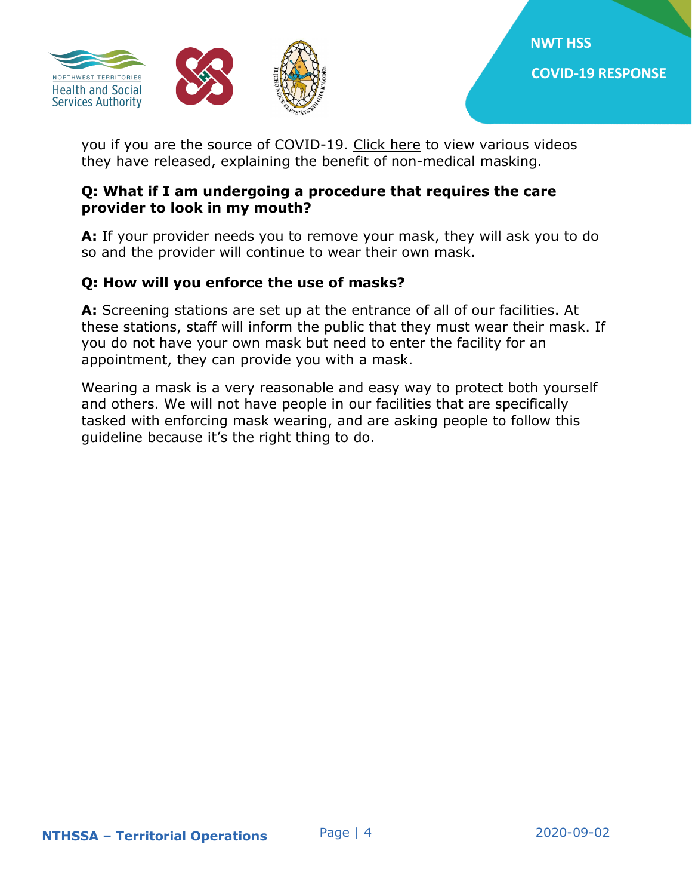you if you are the source of COVID-19. Click here to view various videos they have released, explaining the benefit of non-medical masking.

**Q: What if I am undergoing a procedure that requires the care provider to look in my mouth?**

**A:** If your provider needs you to remove your mask, they will ask you to do so and the provider will continue to wear their own mask.

**Q: How will you enforce the use of masks?**

**A:** Screening stations are set up at the entrance of all of our facilities. At these stations, staff will inform the public that they must wear their mask. If you do not have your own mask but need to enter the facility for an appointment, they can provide you with a mask.

Wearing a mask is a very reasonable and easy way to protect both yourself and others. We will not have people in our facilities that are specifically tasked with enforcing mask wearing, and are asking people to follow this guideline because it's the right thing to do.